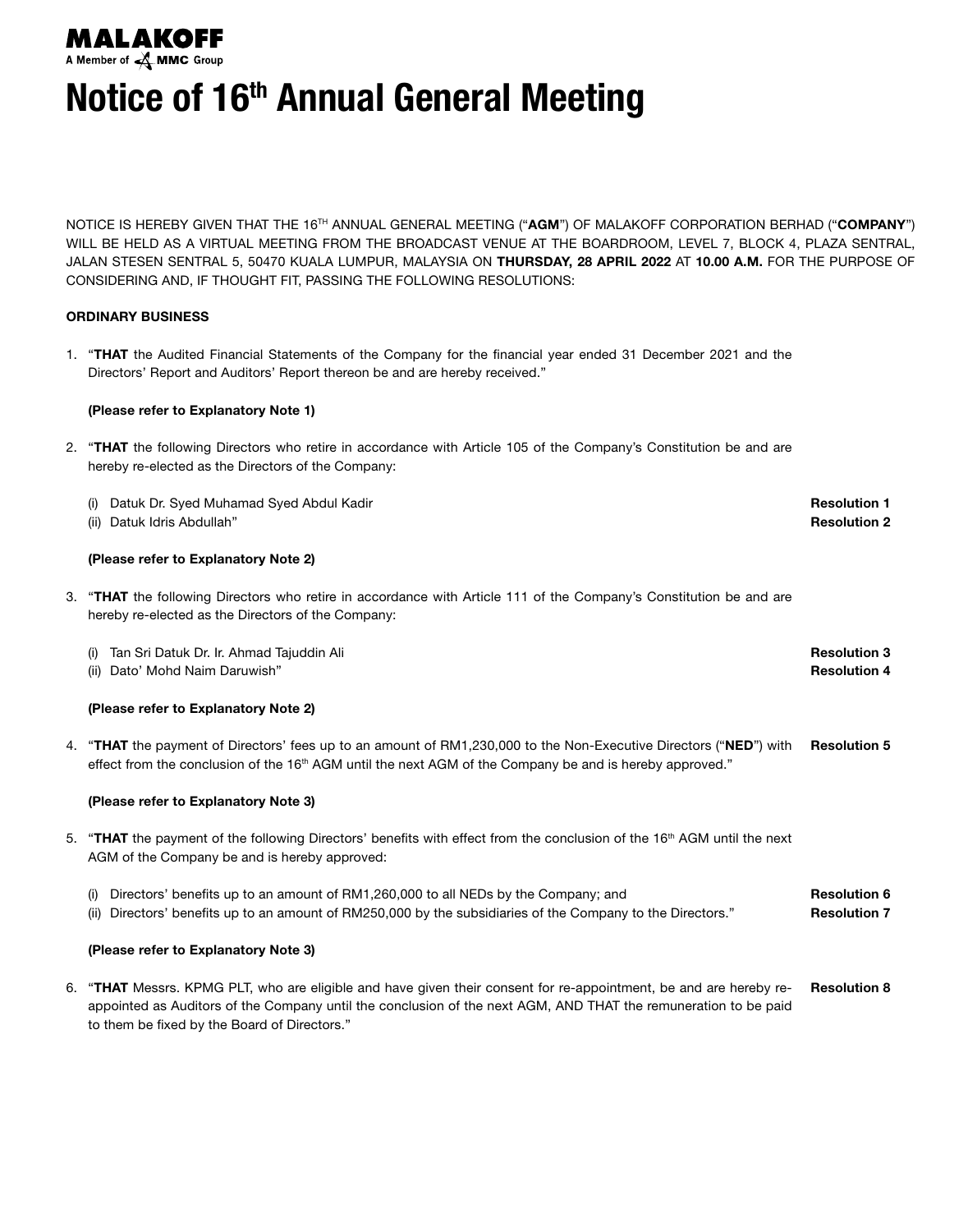MALAKOFF
A Member of MMC Group

# Notice of 16th Annual General Meeting

NOTICE IS HEREBY GIVEN THAT THE 16TH ANNUAL GENERAL MEETING ("**AGM**") OF MALAKOFF CORPORATION BERHAD ("**COMPANY**") WILL BE HELD AS A VIRTUAL MEETING FROM THE BROADCAST VENUE AT THE BOARDROOM, LEVEL 7, BLOCK 4, PLAZA SENTRAL, JALAN STESEN SENTRAL 5, 50470 KUALA LUMPUR, MALAYSIA ON **THURSDAY, 28 APRIL 2022** AT **10.00 A.M.** FOR THE PURPOSE OF CONSIDERING AND, IF THOUGHT FIT, PASSING THE FOLLOWING RESOLUTIONS:

**ORDINARY BUSINESS**

1. "**THAT** the Audited Financial Statements of the Company for the financial year ended 31 December 2021 and the Directors' Report and Auditors' Report thereon be and are hereby received."

   **(Please refer to Explanatory Note 1)**

2. "**THAT** the following Directors who retire in accordance with Article 105 of the Company's Constitution be and are hereby re-elected as the Directors of the Company:

   (i) Datuk Dr. Syed Muhamad Syed Abdul Kadir — **Resolution 1**
   (ii) Datuk Idris Abdullah" — **Resolution 2**

   **(Please refer to Explanatory Note 2)**

3. "**THAT** the following Directors who retire in accordance with Article 111 of the Company's Constitution be and are hereby re-elected as the Directors of the Company:

   (i) Tan Sri Datuk Dr. Ir. Ahmad Tajuddin Ali — **Resolution 3**
   (ii) Dato' Mohd Naim Daruwish" — **Resolution 4**

   **(Please refer to Explanatory Note 2)**

4. "**THAT** the payment of Directors' fees up to an amount of RM1,230,000 to the Non-Executive Directors ("**NED**") with effect from the conclusion of the 16th AGM until the next AGM of the Company be and is hereby approved." — **Resolution 5**

   **(Please refer to Explanatory Note 3)**

5. "**THAT** the payment of the following Directors' benefits with effect from the conclusion of the 16th AGM until the next AGM of the Company be and is hereby approved:

   (i) Directors' benefits up to an amount of RM1,260,000 to all NEDs by the Company; and — **Resolution 6**
   (ii) Directors' benefits up to an amount of RM250,000 by the subsidiaries of the Company to the Directors." — **Resolution 7**

   **(Please refer to Explanatory Note 3)**

6. "**THAT** Messrs. KPMG PLT, who are eligible and have given their consent for re-appointment, be and are hereby re-appointed as Auditors of the Company until the conclusion of the next AGM, AND THAT the remuneration to be paid to them be fixed by the Board of Directors." — **Resolution 8**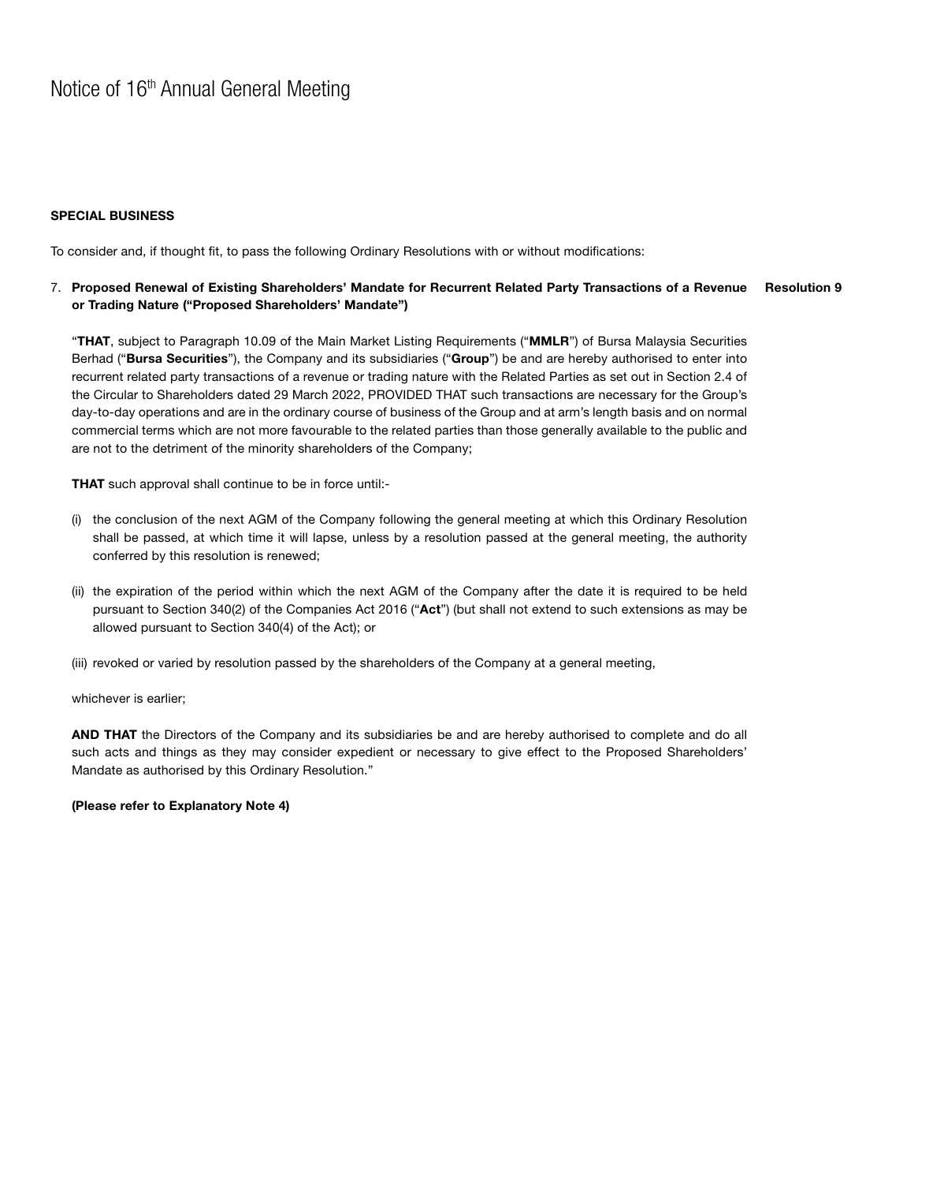# Notice of 16th Annual General Meeting

**SPECIAL BUSINESS**

To consider and, if thought fit, to pass the following Ordinary Resolutions with or without modifications:

7. **Proposed Renewal of Existing Shareholders' Mandate for Recurrent Related Party Transactions of a Revenue or Trading Nature ("Proposed Shareholders' Mandate")** **Resolution 9**

   "**THAT**, subject to Paragraph 10.09 of the Main Market Listing Requirements ("**MMLR**") of Bursa Malaysia Securities Berhad ("**Bursa Securities**"), the Company and its subsidiaries ("**Group**") be and are hereby authorised to enter into recurrent related party transactions of a revenue or trading nature with the Related Parties as set out in Section 2.4 of the Circular to Shareholders dated 29 March 2022, PROVIDED THAT such transactions are necessary for the Group's day-to-day operations and are in the ordinary course of business of the Group and at arm's length basis and on normal commercial terms which are not more favourable to the related parties than those generally available to the public and are not to the detriment of the minority shareholders of the Company;

   **THAT** such approval shall continue to be in force until:-

   (i) the conclusion of the next AGM of the Company following the general meeting at which this Ordinary Resolution shall be passed, at which time it will lapse, unless by a resolution passed at the general meeting, the authority conferred by this resolution is renewed;

   (ii) the expiration of the period within which the next AGM of the Company after the date it is required to be held pursuant to Section 340(2) of the Companies Act 2016 ("**Act**") (but shall not extend to such extensions as may be allowed pursuant to Section 340(4) of the Act); or

   (iii) revoked or varied by resolution passed by the shareholders of the Company at a general meeting,

   whichever is earlier;

   **AND THAT** the Directors of the Company and its subsidiaries be and are hereby authorised to complete and do all such acts and things as they may consider expedient or necessary to give effect to the Proposed Shareholders' Mandate as authorised by this Ordinary Resolution."

   **(Please refer to Explanatory Note 4)**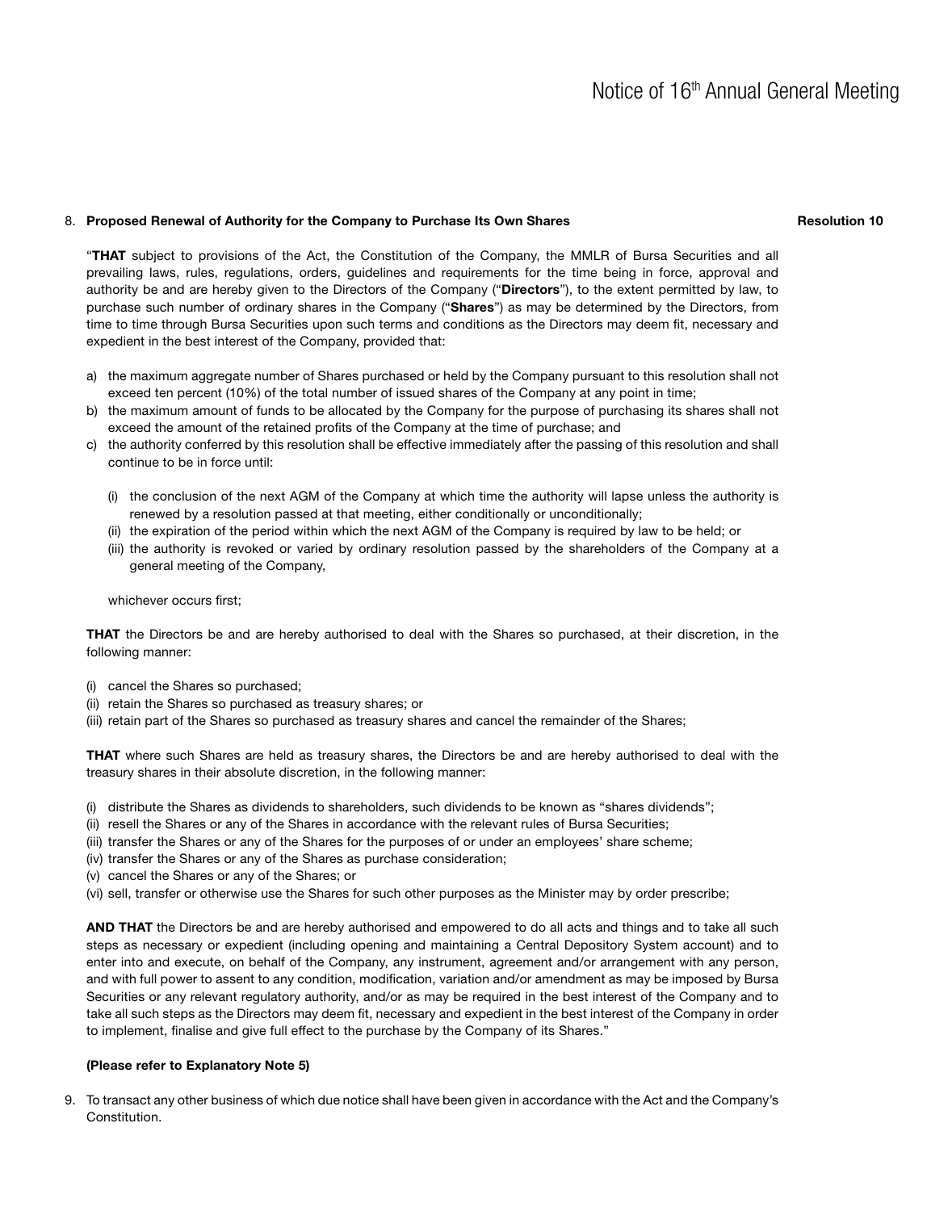8. **Proposed Renewal of Authority for the Company to Purchase Its Own Shares** **Resolution 10**

"**THAT** subject to provisions of the Act, the Constitution of the Company, the MMLR of Bursa Securities and all prevailing laws, rules, regulations, orders, guidelines and requirements for the time being in force, approval and authority be and are hereby given to the Directors of the Company ("**Directors**"), to the extent permitted by law, to purchase such number of ordinary shares in the Company ("**Shares**") as may be determined by the Directors, from time to time through Bursa Securities upon such terms and conditions as the Directors may deem fit, necessary and expedient in the best interest of the Company, provided that:

a) the maximum aggregate number of Shares purchased or held by the Company pursuant to this resolution shall not exceed ten percent (10%) of the total number of issued shares of the Company at any point in time;
b) the maximum amount of funds to be allocated by the Company for the purpose of purchasing its shares shall not exceed the amount of the retained profits of the Company at the time of purchase; and
c) the authority conferred by this resolution shall be effective immediately after the passing of this resolution and shall continue to be in force until:

    (i) the conclusion of the next AGM of the Company at which time the authority will lapse unless the authority is renewed by a resolution passed at that meeting, either conditionally or unconditionally;
    (ii) the expiration of the period within which the next AGM of the Company is required by law to be held; or
    (iii) the authority is revoked or varied by ordinary resolution passed by the shareholders of the Company at a general meeting of the Company,

    whichever occurs first;

**THAT** the Directors be and are hereby authorised to deal with the Shares so purchased, at their discretion, in the following manner:

(i) cancel the Shares so purchased;
(ii) retain the Shares so purchased as treasury shares; or
(iii) retain part of the Shares so purchased as treasury shares and cancel the remainder of the Shares;

**THAT** where such Shares are held as treasury shares, the Directors be and are hereby authorised to deal with the treasury shares in their absolute discretion, in the following manner:

(i) distribute the Shares as dividends to shareholders, such dividends to be known as "shares dividends";
(ii) resell the Shares or any of the Shares in accordance with the relevant rules of Bursa Securities;
(iii) transfer the Shares or any of the Shares for the purposes of or under an employees' share scheme;
(iv) transfer the Shares or any of the Shares as purchase consideration;
(v) cancel the Shares or any of the Shares; or
(vi) sell, transfer or otherwise use the Shares for such other purposes as the Minister may by order prescribe;

**AND THAT** the Directors be and are hereby authorised and empowered to do all acts and things and to take all such steps as necessary or expedient (including opening and maintaining a Central Depository System account) and to enter into and execute, on behalf of the Company, any instrument, agreement and/or arrangement with any person, and with full power to assent to any condition, modification, variation and/or amendment as may be imposed by Bursa Securities or any relevant regulatory authority, and/or as may be required in the best interest of the Company and to take all such steps as the Directors may deem fit, necessary and expedient in the best interest of the Company in order to implement, finalise and give full effect to the purchase by the Company of its Shares."

**(Please refer to Explanatory Note 5)**

9. To transact any other business of which due notice shall have been given in accordance with the Act and the Company's Constitution.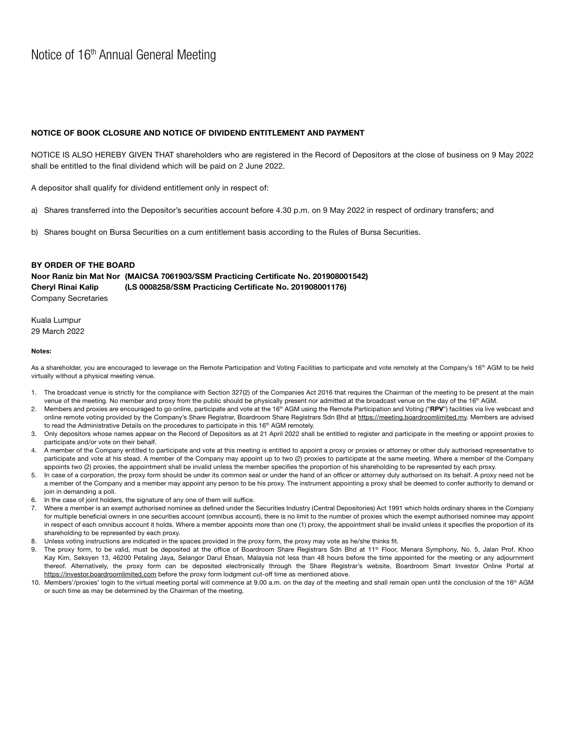# Notice of 16th Annual General Meeting

**NOTICE OF BOOK CLOSURE AND NOTICE OF DIVIDEND ENTITLEMENT AND PAYMENT**

NOTICE IS ALSO HEREBY GIVEN THAT shareholders who are registered in the Record of Depositors at the close of business on 9 May 2022 shall be entitled to the final dividend which will be paid on 2 June 2022.

A depositor shall qualify for dividend entitlement only in respect of:

a) Shares transferred into the Depositor's securities account before 4.30 p.m. on 9 May 2022 in respect of ordinary transfers; and

b) Shares bought on Bursa Securities on a cum entitlement basis according to the Rules of Bursa Securities.

**BY ORDER OF THE BOARD**
**Noor Raniz bin Mat Nor (MAICSA 7061903/SSM Practicing Certificate No. 201908001542)**
**Cheryl Rinai Kalip (LS 0008258/SSM Practicing Certificate No. 201908001176)**
Company Secretaries

Kuala Lumpur
29 March 2022

**Notes:**

As a shareholder, you are encouraged to leverage on the Remote Participation and Voting Facilities to participate and vote remotely at the Company's 16th AGM to be held virtually without a physical meeting venue.

1. The broadcast venue is strictly for the compliance with Section 327(2) of the Companies Act 2016 that requires the Chairman of the meeting to be present at the main venue of the meeting. No member and proxy from the public should be physically present nor admitted at the broadcast venue on the day of the 16th AGM.
2. Members and proxies are encouraged to go online, participate and vote at the 16th AGM using the Remote Participation and Voting ("**RPV**") facilities via live webcast and online remote voting provided by the Company's Share Registrar, Boardroom Share Registrars Sdn Bhd at https://meeting.boardroomlimited.my. Members are advised to read the Administrative Details on the procedures to participate in this 16th AGM remotely.
3. Only depositors whose names appear on the Record of Depositors as at 21 April 2022 shall be entitled to register and participate in the meeting or appoint proxies to participate and/or vote on their behalf.
4. A member of the Company entitled to participate and vote at this meeting is entitled to appoint a proxy or proxies or attorney or other duly authorised representative to participate and vote at his stead. A member of the Company may appoint up to two (2) proxies to participate at the same meeting. Where a member of the Company appoints two (2) proxies, the appointment shall be invalid unless the member specifies the proportion of his shareholding to be represented by each proxy.
5. In case of a corporation, the proxy form should be under its common seal or under the hand of an officer or attorney duly authorised on its behalf. A proxy need not be a member of the Company and a member may appoint any person to be his proxy. The instrument appointing a proxy shall be deemed to confer authority to demand or join in demanding a poll.
6. In the case of joint holders, the signature of any one of them will suffice.
7. Where a member is an exempt authorised nominee as defined under the Securities Industry (Central Depositories) Act 1991 which holds ordinary shares in the Company for multiple beneficial owners in one securities account (omnibus account), there is no limit to the number of proxies which the exempt authorised nominee may appoint in respect of each omnibus account it holds. Where a member appoints more than one (1) proxy, the appointment shall be invalid unless it specifies the proportion of its shareholding to be represented by each proxy.
8. Unless voting instructions are indicated in the spaces provided in the proxy form, the proxy may vote as he/she thinks fit.
9. The proxy form, to be valid, must be deposited at the office of Boardroom Share Registrars Sdn Bhd at 11th Floor, Menara Symphony, No. 5, Jalan Prof. Khoo Kay Kim, Seksyen 13, 46200 Petaling Jaya, Selangor Darul Ehsan, Malaysia not less than 48 hours before the time appointed for the meeting or any adjournment thereof. Alternatively, the proxy form can be deposited electronically through the Share Registrar's website, Boardroom Smart Investor Online Portal at https://investor.boardroomlimited.com before the proxy form lodgment cut-off time as mentioned above.
10. Members'/proxies' login to the virtual meeting portal will commence at 9.00 a.m. on the day of the meeting and shall remain open until the conclusion of the 16th AGM or such time as may be determined by the Chairman of the meeting.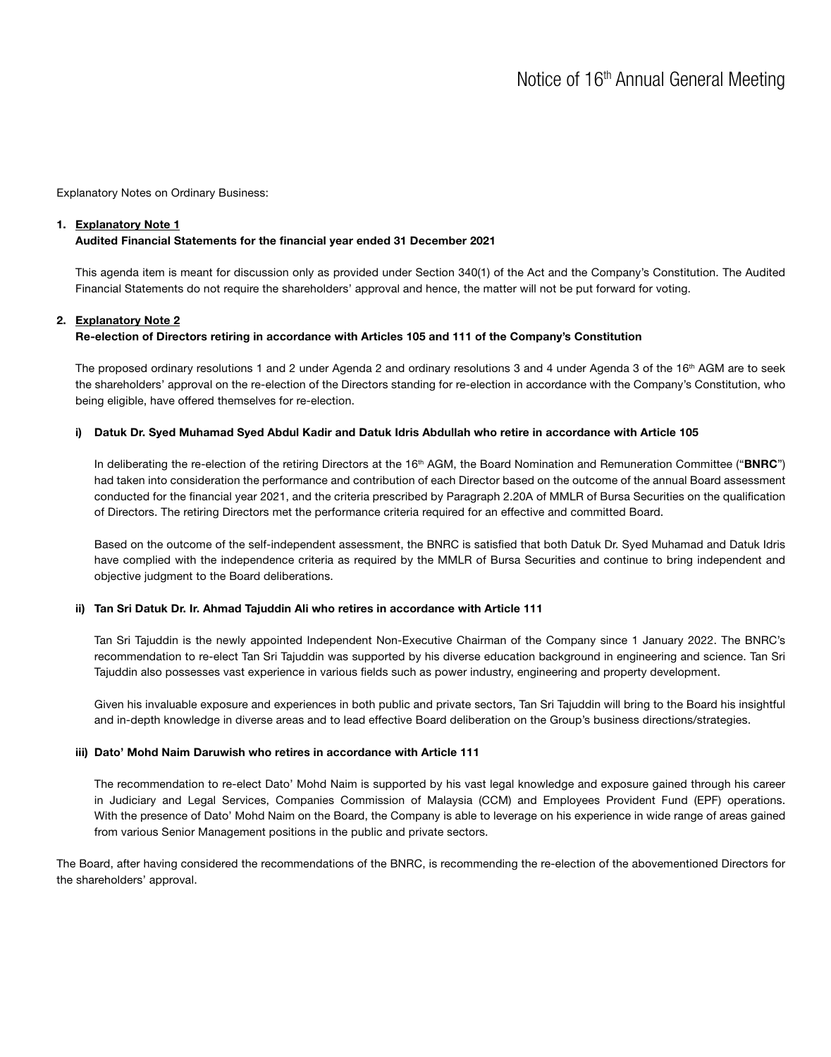Explanatory Notes on Ordinary Business:

1. **Explanatory Note 1**
   **Audited Financial Statements for the financial year ended 31 December 2021**

   This agenda item is meant for discussion only as provided under Section 340(1) of the Act and the Company's Constitution. The Audited Financial Statements do not require the shareholders' approval and hence, the matter will not be put forward for voting.

2. **Explanatory Note 2**
   **Re-election of Directors retiring in accordance with Articles 105 and 111 of the Company's Constitution**

   The proposed ordinary resolutions 1 and 2 under Agenda 2 and ordinary resolutions 3 and 4 under Agenda 3 of the 16th AGM are to seek the shareholders' approval on the re-election of the Directors standing for re-election in accordance with the Company's Constitution, who being eligible, have offered themselves for re-election.

   **i) Datuk Dr. Syed Muhamad Syed Abdul Kadir and Datuk Idris Abdullah who retire in accordance with Article 105**

   In deliberating the re-election of the retiring Directors at the 16th AGM, the Board Nomination and Remuneration Committee ("**BNRC**") had taken into consideration the performance and contribution of each Director based on the outcome of the annual Board assessment conducted for the financial year 2021, and the criteria prescribed by Paragraph 2.20A of MMLR of Bursa Securities on the qualification of Directors. The retiring Directors met the performance criteria required for an effective and committed Board.

   Based on the outcome of the self-independent assessment, the BNRC is satisfied that both Datuk Dr. Syed Muhamad and Datuk Idris have complied with the independence criteria as required by the MMLR of Bursa Securities and continue to bring independent and objective judgment to the Board deliberations.

   **ii) Tan Sri Datuk Dr. Ir. Ahmad Tajuddin Ali who retires in accordance with Article 111**

   Tan Sri Tajuddin is the newly appointed Independent Non-Executive Chairman of the Company since 1 January 2022. The BNRC's recommendation to re-elect Tan Sri Tajuddin was supported by his diverse education background in engineering and science. Tan Sri Tajuddin also possesses vast experience in various fields such as power industry, engineering and property development.

   Given his invaluable exposure and experiences in both public and private sectors, Tan Sri Tajuddin will bring to the Board his insightful and in-depth knowledge in diverse areas and to lead effective Board deliberation on the Group's business directions/strategies.

   **iii) Dato' Mohd Naim Daruwish who retires in accordance with Article 111**

   The recommendation to re-elect Dato' Mohd Naim is supported by his vast legal knowledge and exposure gained through his career in Judiciary and Legal Services, Companies Commission of Malaysia (CCM) and Employees Provident Fund (EPF) operations. With the presence of Dato' Mohd Naim on the Board, the Company is able to leverage on his experience in wide range of areas gained from various Senior Management positions in the public and private sectors.

The Board, after having considered the recommendations of the BNRC, is recommending the re-election of the abovementioned Directors for the shareholders' approval.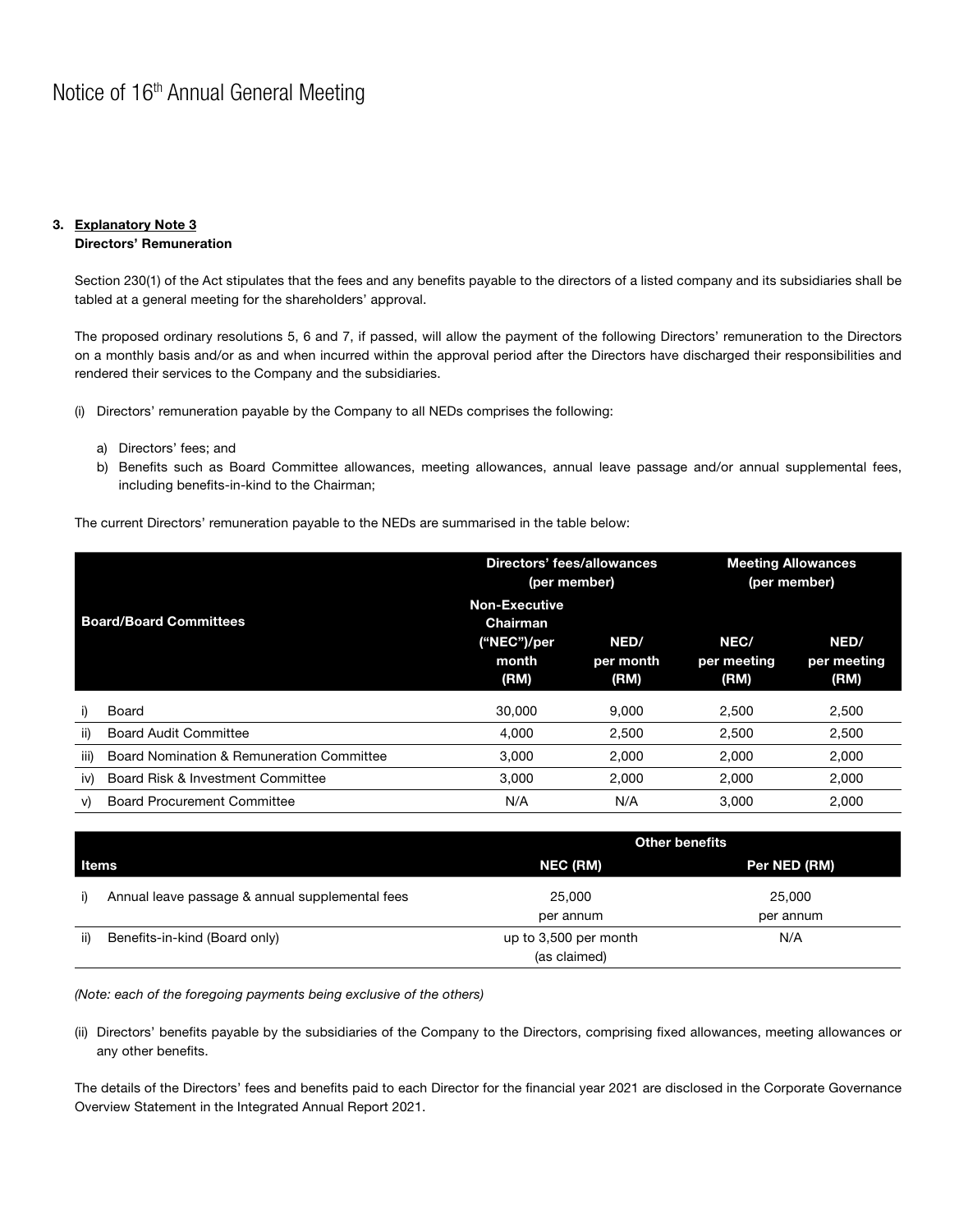# Notice of 16th Annual General Meeting

3. **Explanatory Note 3**
   **Directors' Remuneration**

Section 230(1) of the Act stipulates that the fees and any benefits payable to the directors of a listed company and its subsidiaries shall be tabled at a general meeting for the shareholders' approval.

The proposed ordinary resolutions 5, 6 and 7, if passed, will allow the payment of the following Directors' remuneration to the Directors on a monthly basis and/or as and when incurred within the approval period after the Directors have discharged their responsibilities and rendered their services to the Company and the subsidiaries.

(i) Directors' remuneration payable by the Company to all NEDs comprises the following:

   a) Directors' fees; and
   b) Benefits such as Board Committee allowances, meeting allowances, annual leave passage and/or annual supplemental fees, including benefits-in-kind to the Chairman;

The current Directors' remuneration payable to the NEDs are summarised in the table below:

| | Board/Board Committees | Directors' fees/allowances (per member) | | Meeting Allowances (per member) | |
|---|---|---|---|---|---|
| | | Non-Executive Chairman ("NEC")/per month (RM) | NED/ per month (RM) | NEC/ per meeting (RM) | NED/ per meeting (RM) |
| i) | Board | 30,000 | 9,000 | 2,500 | 2,500 |
| ii) | Board Audit Committee | 4,000 | 2,500 | 2,500 | 2,500 |
| iii) | Board Nomination & Remuneration Committee | 3,000 | 2,000 | 2,000 | 2,000 |
| iv) | Board Risk & Investment Committee | 3,000 | 2,000 | 2,000 | 2,000 |
| v) | Board Procurement Committee | N/A | N/A | 3,000 | 2,000 |

| | Items | Other benefits | |
|---|---|---|---|
| | | NEC (RM) | Per NED (RM) |
| i) | Annual leave passage & annual supplemental fees | 25,000 per annum | 25,000 per annum |
| ii) | Benefits-in-kind (Board only) | up to 3,500 per month (as claimed) | N/A |

*(Note: each of the foregoing payments being exclusive of the others)*

(ii) Directors' benefits payable by the subsidiaries of the Company to the Directors, comprising fixed allowances, meeting allowances or any other benefits.

The details of the Directors' fees and benefits paid to each Director for the financial year 2021 are disclosed in the Corporate Governance Overview Statement in the Integrated Annual Report 2021.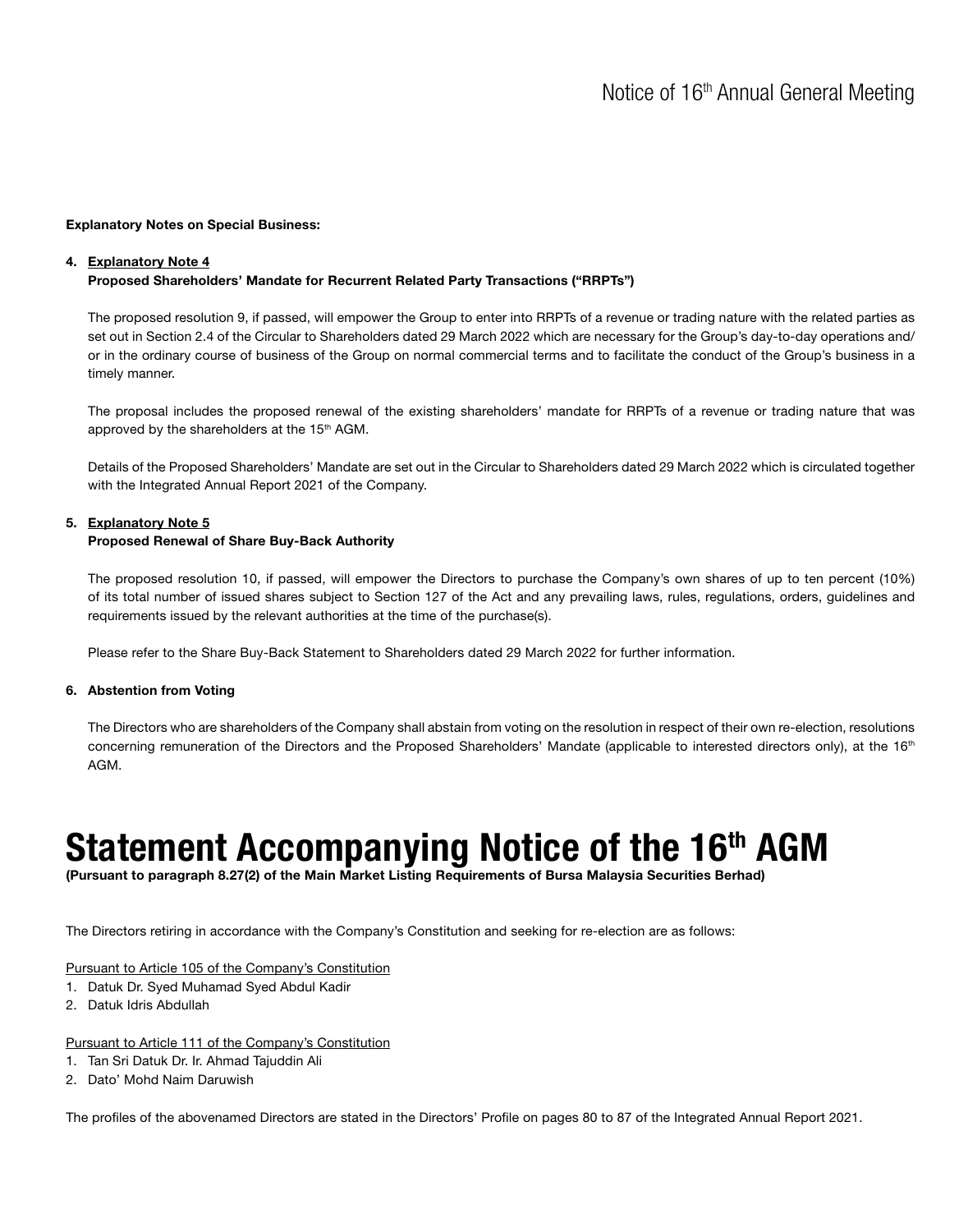**Explanatory Notes on Special Business:**

4. **Explanatory Note 4**
   **Proposed Shareholders' Mandate for Recurrent Related Party Transactions ("RRPTs")**

   The proposed resolution 9, if passed, will empower the Group to enter into RRPTs of a revenue or trading nature with the related parties as set out in Section 2.4 of the Circular to Shareholders dated 29 March 2022 which are necessary for the Group's day-to-day operations and/or in the ordinary course of business of the Group on normal commercial terms and to facilitate the conduct of the Group's business in a timely manner.

   The proposal includes the proposed renewal of the existing shareholders' mandate for RRPTs of a revenue or trading nature that was approved by the shareholders at the 15th AGM.

   Details of the Proposed Shareholders' Mandate are set out in the Circular to Shareholders dated 29 March 2022 which is circulated together with the Integrated Annual Report 2021 of the Company.

5. **Explanatory Note 5**
   **Proposed Renewal of Share Buy-Back Authority**

   The proposed resolution 10, if passed, will empower the Directors to purchase the Company's own shares of up to ten percent (10%) of its total number of issued shares subject to Section 127 of the Act and any prevailing laws, rules, regulations, orders, guidelines and requirements issued by the relevant authorities at the time of the purchase(s).

   Please refer to the Share Buy-Back Statement to Shareholders dated 29 March 2022 for further information.

6. **Abstention from Voting**

   The Directors who are shareholders of the Company shall abstain from voting on the resolution in respect of their own re-election, resolutions concerning remuneration of the Directors and the Proposed Shareholders' Mandate (applicable to interested directors only), at the 16th AGM.

# Statement Accompanying Notice of the 16th AGM

**(Pursuant to paragraph 8.27(2) of the Main Market Listing Requirements of Bursa Malaysia Securities Berhad)**

The Directors retiring in accordance with the Company's Constitution and seeking for re-election are as follows:

Pursuant to Article 105 of the Company's Constitution

1. Datuk Dr. Syed Muhamad Syed Abdul Kadir
2. Datuk Idris Abdullah

Pursuant to Article 111 of the Company's Constitution

1. Tan Sri Datuk Dr. Ir. Ahmad Tajuddin Ali
2. Dato' Mohd Naim Daruwish

The profiles of the abovenamed Directors are stated in the Directors' Profile on pages 80 to 87 of the Integrated Annual Report 2021.